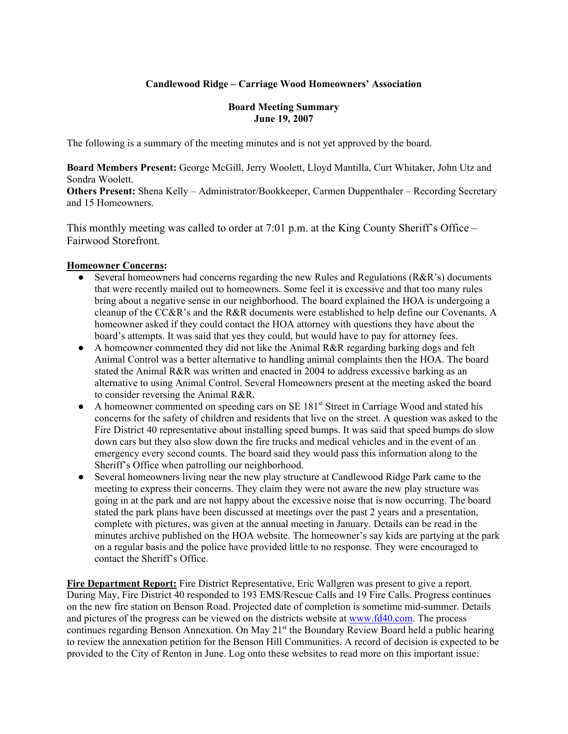**Candlewood Ridge – Carriage Wood Homeowners' Association**

**Board Meeting Summary**
**June 19, 2007**

The following is a summary of the meeting minutes and is not yet approved by the board.

**Board Members Present:** George McGill, Jerry Woolett, Lloyd Mantilla, Curt Whitaker, John Utz and Sondra Woolett.
**Others Present:** Shena Kelly – Administrator/Bookkeeper, Carmen Duppenthaler – Recording Secretary and 15 Homeowners.

This monthly meeting was called to order at 7:01 p.m. at the King County Sheriff's Office – Fairwood Storefront.

**Homeowner Concerns:**

- Several homeowners had concerns regarding the new Rules and Regulations (R&R's) documents that were recently mailed out to homeowners. Some feel it is excessive and that too many rules bring about a negative sense in our neighborhood. The board explained the HOA is undergoing a cleanup of the CC&R's and the R&R documents were established to help define our Covenants. A homeowner asked if they could contact the HOA attorney with questions they have about the board's attempts. It was said that yes they could, but would have to pay for attorney fees.
- A homeowner commented they did not like the Animal R&R regarding barking dogs and felt Animal Control was a better alternative to handling animal complaints then the HOA. The board stated the Animal R&R was written and enacted in 2004 to address excessive barking as an alternative to using Animal Control. Several Homeowners present at the meeting asked the board to consider reversing the Animal R&R.
- A homeowner commented on speeding cars on SE 181st Street in Carriage Wood and stated his concerns for the safety of children and residents that live on the street. A question was asked to the Fire District 40 representative about installing speed bumps. It was said that speed bumps do slow down cars but they also slow down the fire trucks and medical vehicles and in the event of an emergency every second counts. The board said they would pass this information along to the Sheriff's Office when patrolling our neighborhood.
- Several homeowners living near the new play structure at Candlewood Ridge Park came to the meeting to express their concerns. They claim they were not aware the new play structure was going in at the park and are not happy about the excessive noise that is now occurring. The board stated the park plans have been discussed at meetings over the past 2 years and a presentation, complete with pictures, was given at the annual meeting in January. Details can be read in the minutes archive published on the HOA website. The homeowner's say kids are partying at the park on a regular basis and the police have provided little to no response. They were encouraged to contact the Sheriff's Office.

**Fire Department Report:** Fire District Representative, Eric Wallgren was present to give a report. During May, Fire District 40 responded to 193 EMS/Rescue Calls and 19 Fire Calls. Progress continues on the new fire station on Benson Road. Projected date of completion is sometime mid-summer. Details and pictures of the progress can be viewed on the districts website at www.fd40.com. The process continues regarding Benson Annexation. On May 21st the Boundary Review Board held a public hearing to review the annexation petition for the Benson Hill Communities. A record of decision is expected to be provided to the City of Renton in June. Log onto these websites to read more on this important issue: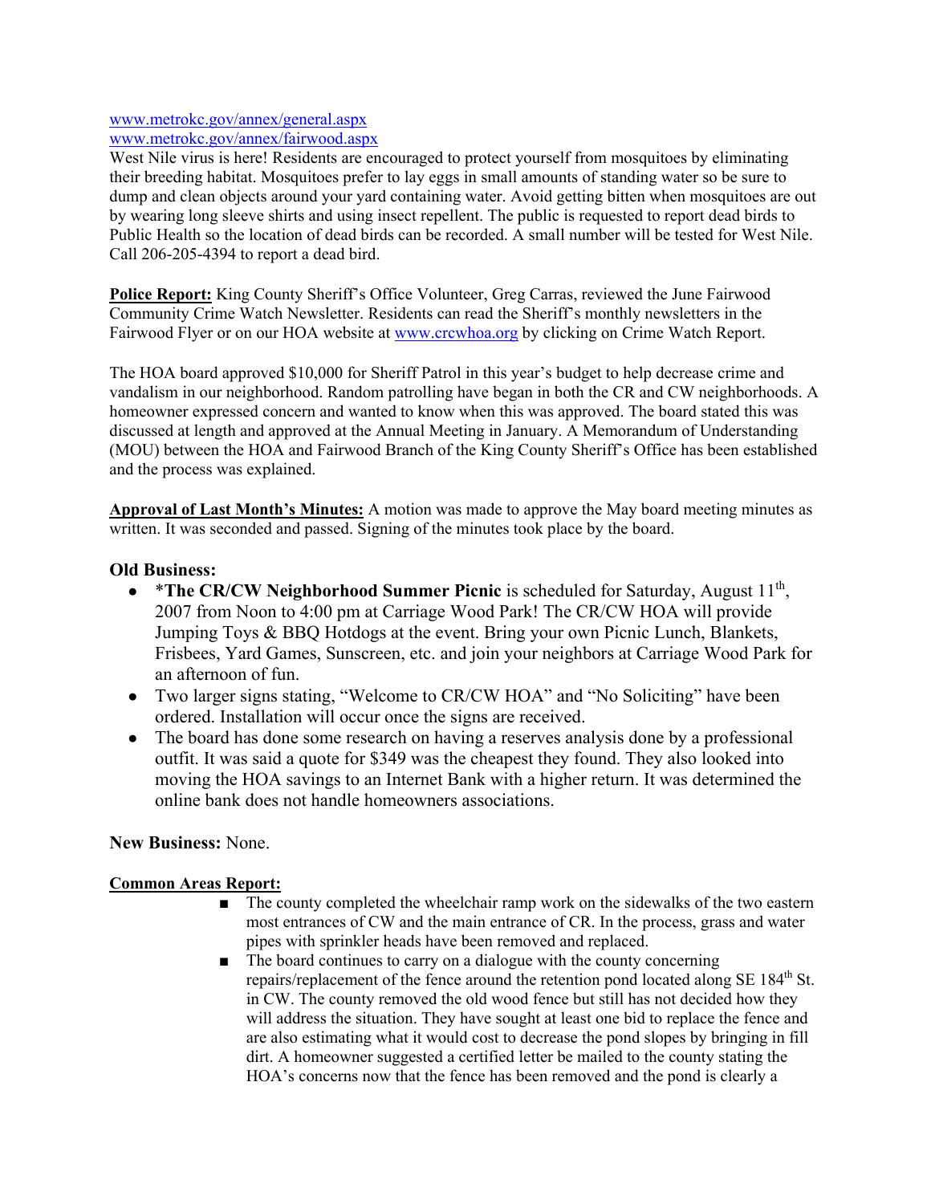www.metrokc.gov/annex/general.aspx
www.metrokc.gov/annex/fairwood.aspx

West Nile virus is here! Residents are encouraged to protect yourself from mosquitoes by eliminating their breeding habitat. Mosquitoes prefer to lay eggs in small amounts of standing water so be sure to dump and clean objects around your yard containing water. Avoid getting bitten when mosquitoes are out by wearing long sleeve shirts and using insect repellent. The public is requested to report dead birds to Public Health so the location of dead birds can be recorded. A small number will be tested for West Nile. Call 206-205-4394 to report a dead bird.

**Police Report:** King County Sheriff's Office Volunteer, Greg Carras, reviewed the June Fairwood Community Crime Watch Newsletter. Residents can read the Sheriff's monthly newsletters in the Fairwood Flyer or on our HOA website at www.crcwhoa.org by clicking on Crime Watch Report.

The HOA board approved $10,000 for Sheriff Patrol in this year's budget to help decrease crime and vandalism in our neighborhood. Random patrolling have began in both the CR and CW neighborhoods. A homeowner expressed concern and wanted to know when this was approved. The board stated this was discussed at length and approved at the Annual Meeting in January. A Memorandum of Understanding (MOU) between the HOA and Fairwood Branch of the King County Sheriff's Office has been established and the process was explained.

**Approval of Last Month's Minutes:** A motion was made to approve the May board meeting minutes as written. It was seconded and passed. Signing of the minutes took place by the board.

**Old Business:**

- *__The CR/CW Neighborhood Summer Picnic__ is scheduled for Saturday, August 11th, 2007 from Noon to 4:00 pm at Carriage Wood Park! The CR/CW HOA will provide Jumping Toys & BBQ Hotdogs at the event. Bring your own Picnic Lunch, Blankets, Frisbees, Yard Games, Sunscreen, etc. and join your neighbors at Carriage Wood Park for an afternoon of fun.
- Two larger signs stating, "Welcome to CR/CW HOA" and "No Soliciting" have been ordered. Installation will occur once the signs are received.
- The board has done some research on having a reserves analysis done by a professional outfit. It was said a quote for $349 was the cheapest they found. They also looked into moving the HOA savings to an Internet Bank with a higher return. It was determined the online bank does not handle homeowners associations.

**New Business:** None.

**Common Areas Report:**

- The county completed the wheelchair ramp work on the sidewalks of the two eastern most entrances of CW and the main entrance of CR. In the process, grass and water pipes with sprinkler heads have been removed and replaced.
- The board continues to carry on a dialogue with the county concerning repairs/replacement of the fence around the retention pond located along SE 184th St. in CW. The county removed the old wood fence but still has not decided how they will address the situation. They have sought at least one bid to replace the fence and are also estimating what it would cost to decrease the pond slopes by bringing in fill dirt. A homeowner suggested a certified letter be mailed to the county stating the HOA's concerns now that the fence has been removed and the pond is clearly a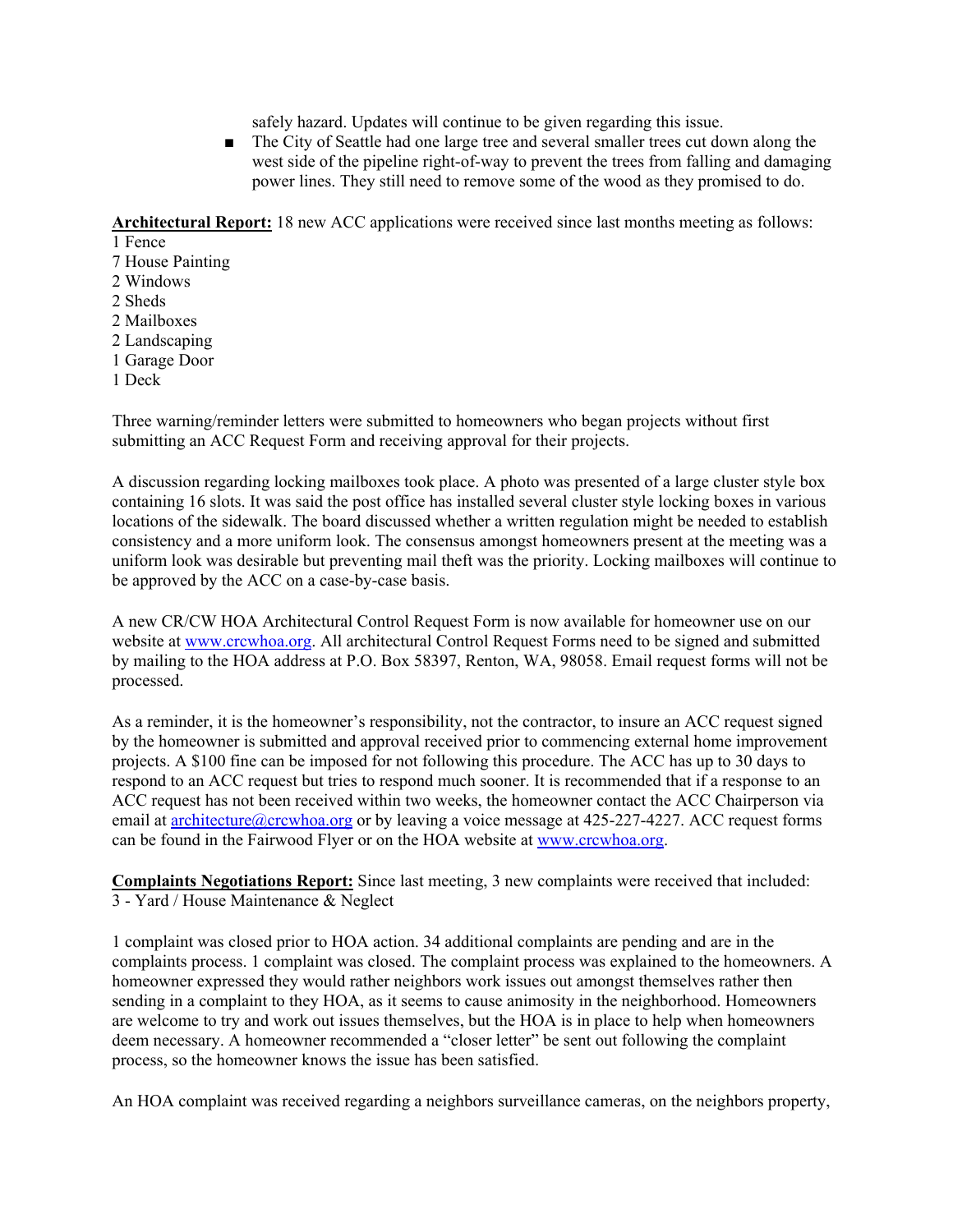safely hazard. Updates will continue to be given regarding this issue.

- The City of Seattle had one large tree and several smaller trees cut down along the west side of the pipeline right-of-way to prevent the trees from falling and damaging power lines. They still need to remove some of the wood as they promised to do.

**Architectural Report:** 18 new ACC applications were received since last months meeting as follows:

1 Fence
7 House Painting
2 Windows
2 Sheds
2 Mailboxes
2 Landscaping
1 Garage Door
1 Deck

Three warning/reminder letters were submitted to homeowners who began projects without first submitting an ACC Request Form and receiving approval for their projects.

A discussion regarding locking mailboxes took place. A photo was presented of a large cluster style box containing 16 slots. It was said the post office has installed several cluster style locking boxes in various locations of the sidewalk. The board discussed whether a written regulation might be needed to establish consistency and a more uniform look. The consensus amongst homeowners present at the meeting was a uniform look was desirable but preventing mail theft was the priority. Locking mailboxes will continue to be approved by the ACC on a case-by-case basis.

A new CR/CW HOA Architectural Control Request Form is now available for homeowner use on our website at www.crcwhoa.org. All architectural Control Request Forms need to be signed and submitted by mailing to the HOA address at P.O. Box 58397, Renton, WA, 98058. Email request forms will not be processed.

As a reminder, it is the homeowner's responsibility, not the contractor, to insure an ACC request signed by the homeowner is submitted and approval received prior to commencing external home improvement projects. A $100 fine can be imposed for not following this procedure. The ACC has up to 30 days to respond to an ACC request but tries to respond much sooner. It is recommended that if a response to an ACC request has not been received within two weeks, the homeowner contact the ACC Chairperson via email at architecture@crcwhoa.org or by leaving a voice message at 425-227-4227. ACC request forms can be found in the Fairwood Flyer or on the HOA website at www.crcwhoa.org.

**Complaints Negotiations Report:** Since last meeting, 3 new complaints were received that included:
3 - Yard / House Maintenance & Neglect

1 complaint was closed prior to HOA action. 34 additional complaints are pending and are in the complaints process. 1 complaint was closed. The complaint process was explained to the homeowners. A homeowner expressed they would rather neighbors work issues out amongst themselves rather then sending in a complaint to they HOA, as it seems to cause animosity in the neighborhood. Homeowners are welcome to try and work out issues themselves, but the HOA is in place to help when homeowners deem necessary. A homeowner recommended a "closer letter" be sent out following the complaint process, so the homeowner knows the issue has been satisfied.

An HOA complaint was received regarding a neighbors surveillance cameras, on the neighbors property,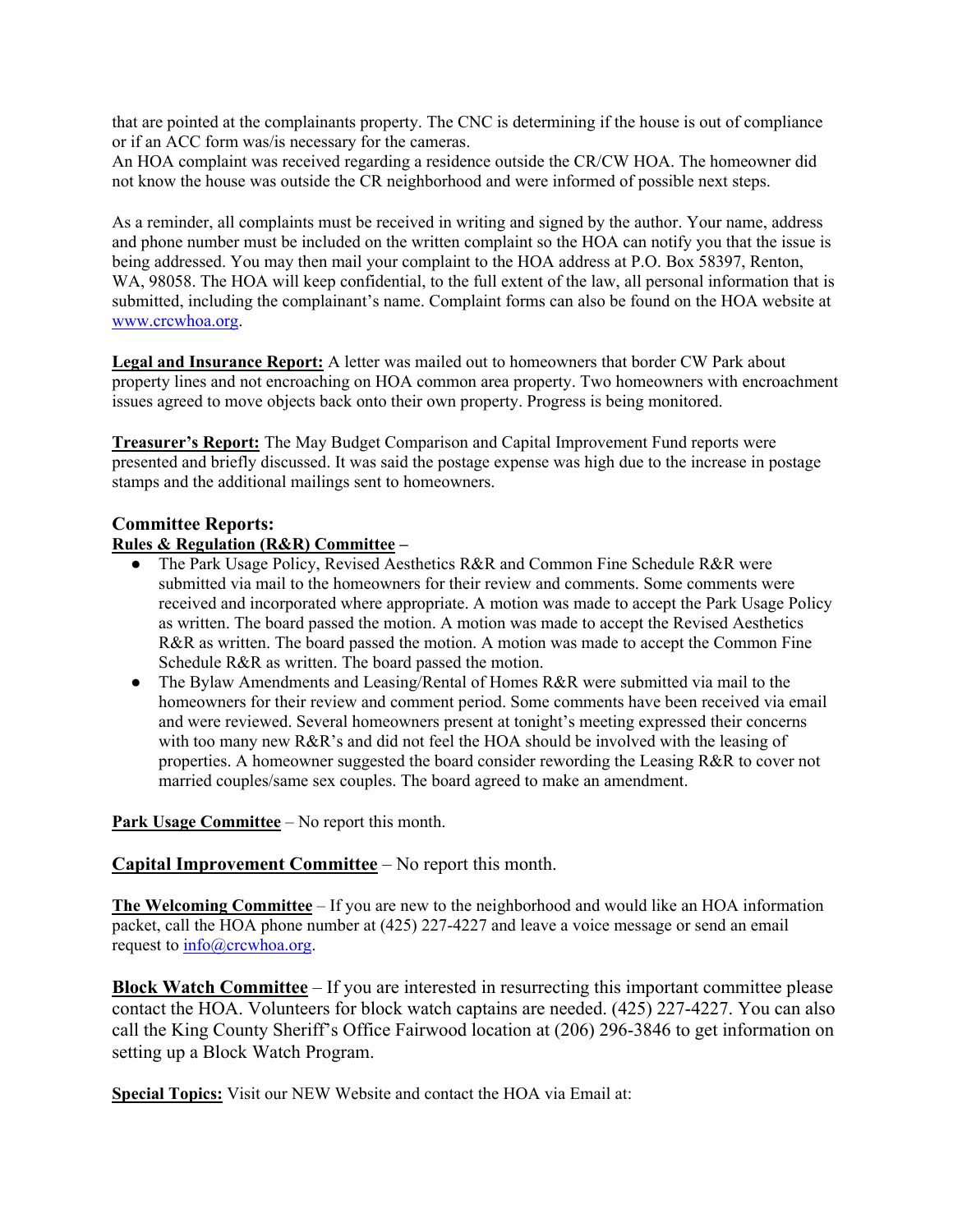that are pointed at the complainants property. The CNC is determining if the house is out of compliance or if an ACC form was/is necessary for the cameras.
An HOA complaint was received regarding a residence outside the CR/CW HOA. The homeowner did not know the house was outside the CR neighborhood and were informed of possible next steps.

As a reminder, all complaints must be received in writing and signed by the author. Your name, address and phone number must be included on the written complaint so the HOA can notify you that the issue is being addressed. You may then mail your complaint to the HOA address at P.O. Box 58397, Renton, WA, 98058. The HOA will keep confidential, to the full extent of the law, all personal information that is submitted, including the complainant's name. Complaint forms can also be found on the HOA website at [www.crcwhoa.org](http://www.crcwhoa.org).

**Legal and Insurance Report:** A letter was mailed out to homeowners that border CW Park about property lines and not encroaching on HOA common area property. Two homeowners with encroachment issues agreed to move objects back onto their own property. Progress is being monitored.

**Treasurer's Report:** The May Budget Comparison and Capital Improvement Fund reports were presented and briefly discussed. It was said the postage expense was high due to the increase in postage stamps and the additional mailings sent to homeowners.

## Committee Reports:

**Rules & Regulation (R&R) Committee –**

- The Park Usage Policy, Revised Aesthetics R&R and Common Fine Schedule R&R were submitted via mail to the homeowners for their review and comments. Some comments were received and incorporated where appropriate. A motion was made to accept the Park Usage Policy as written. The board passed the motion. A motion was made to accept the Revised Aesthetics R&R as written. The board passed the motion. A motion was made to accept the Common Fine Schedule R&R as written. The board passed the motion.
- The Bylaw Amendments and Leasing/Rental of Homes R&R were submitted via mail to the homeowners for their review and comment period. Some comments have been received via email and were reviewed. Several homeowners present at tonight's meeting expressed their concerns with too many new R&R's and did not feel the HOA should be involved with the leasing of properties. A homeowner suggested the board consider rewording the Leasing R&R to cover not married couples/same sex couples. The board agreed to make an amendment.

**Park Usage Committee** – No report this month.

**Capital Improvement Committee** – No report this month.

**The Welcoming Committee** – If you are new to the neighborhood and would like an HOA information packet, call the HOA phone number at (425) 227-4227 and leave a voice message or send an email request to [info@crcwhoa.org](mailto:info@crcwhoa.org).

**Block Watch Committee** – If you are interested in resurrecting this important committee please contact the HOA. Volunteers for block watch captains are needed. (425) 227-4227. You can also call the King County Sheriff's Office Fairwood location at (206) 296-3846 to get information on setting up a Block Watch Program.

**Special Topics:** Visit our NEW Website and contact the HOA via Email at: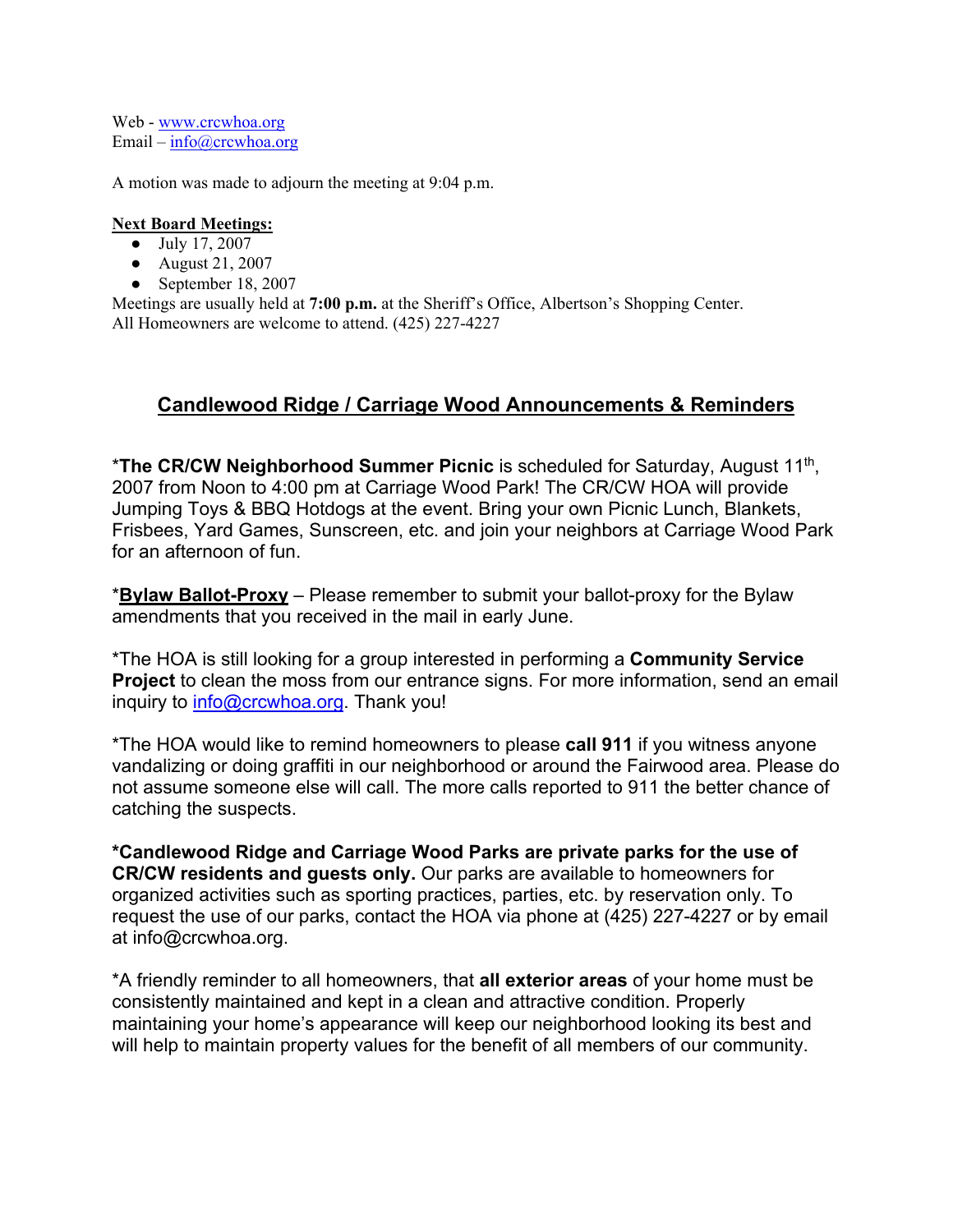Web - www.crcwhoa.org
Email – info@crcwhoa.org

A motion was made to adjourn the meeting at 9:04 p.m.

**Next Board Meetings:**

- July 17, 2007
- August 21, 2007
- September 18, 2007

Meetings are usually held at **7:00 p.m.** at the Sheriff's Office, Albertson's Shopping Center.
All Homeowners are welcome to attend. (425) 227-4227

## Candlewood Ridge / Carriage Wood Announcements & Reminders

*The CR/CW Neighborhood Summer Picnic** is scheduled for Saturday, August 11th, 2007 from Noon to 4:00 pm at Carriage Wood Park! The CR/CW HOA will provide Jumping Toys & BBQ Hotdogs at the event. Bring your own Picnic Lunch, Blankets, Frisbees, Yard Games, Sunscreen, etc. and join your neighbors at Carriage Wood Park for an afternoon of fun.

*__Bylaw Ballot-Proxy__ – Please remember to submit your ballot-proxy for the Bylaw amendments that you received in the mail in early June.

*The HOA is still looking for a group interested in performing a **Community Service Project** to clean the moss from our entrance signs. For more information, send an email inquiry to info@crcwhoa.org. Thank you!

*The HOA would like to remind homeowners to please **call 911** if you witness anyone vandalizing or doing graffiti in our neighborhood or around the Fairwood area. Please do not assume someone else will call. The more calls reported to 911 the better chance of catching the suspects.

***Candlewood Ridge and Carriage Wood Parks are private parks for the use of CR/CW residents and guests only.** Our parks are available to homeowners for organized activities such as sporting practices, parties, etc. by reservation only. To request the use of our parks, contact the HOA via phone at (425) 227-4227 or by email at info@crcwhoa.org.

*A friendly reminder to all homeowners, that **all exterior areas** of your home must be consistently maintained and kept in a clean and attractive condition. Properly maintaining your home's appearance will keep our neighborhood looking its best and will help to maintain property values for the benefit of all members of our community.